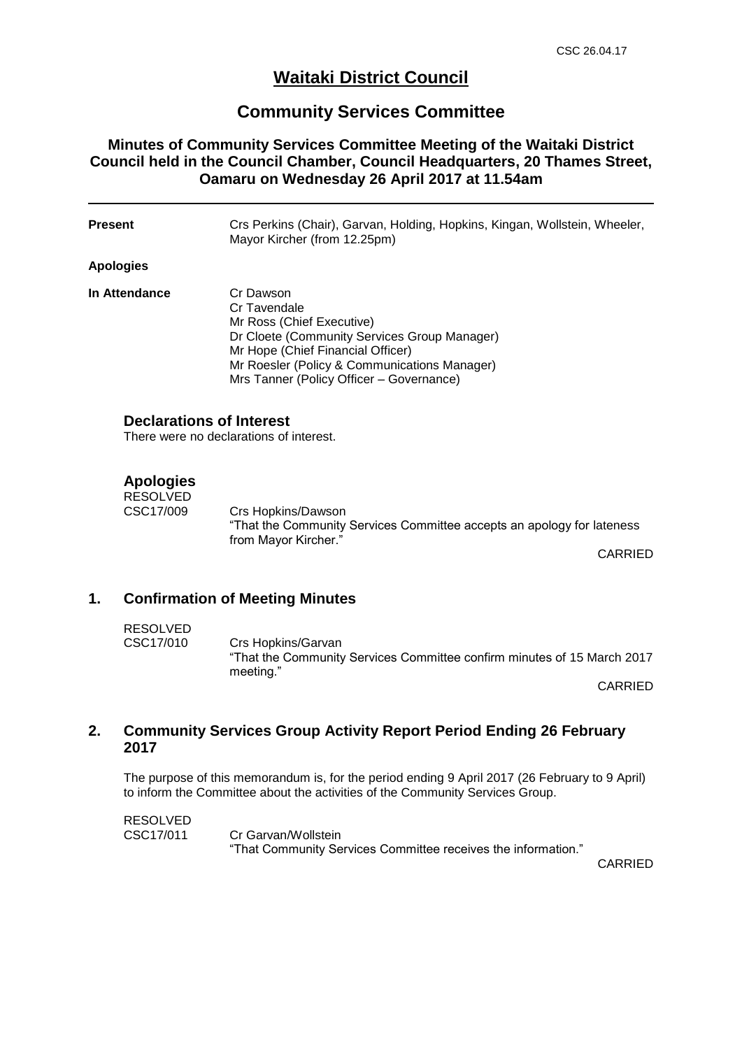# Waitaki District Council

## Community Services Committee

### Minutes of Community Services Committee Meeting of the Waitaki District Council held in the Council Chamber, Council Headquarters, 20 Thames Street, Oamaru on Wednesday 26 April 2017 at 11.54am

---

**Present** Crs Perkins (Chair), Garvan, Holding, Hopkins, Kingan, Wollstein, Wheeler, Mayor Kircher (from 12.25pm)

**Apologies**

**In Attendance** Cr Dawson
Cr Tavendale
Mr Ross (Chief Executive)
Dr Cloete (Community Services Group Manager)
Mr Hope (Chief Financial Officer)
Mr Roesler (Policy & Communications Manager)
Mrs Tanner (Policy Officer – Governance)

### Declarations of Interest

There were no declarations of interest.

### Apologies

RESOLVED
CSC17/009 Crs Hopkins/Dawson
"That the Community Services Committee accepts an apology for lateness from Mayor Kircher."

CARRIED

## 1. Confirmation of Meeting Minutes

RESOLVED
CSC17/010 Crs Hopkins/Garvan
"That the Community Services Committee confirm minutes of 15 March 2017 meeting."

CARRIED

## 2. Community Services Group Activity Report Period Ending 26 February 2017

The purpose of this memorandum is, for the period ending 9 April 2017 (26 February to 9 April) to inform the Committee about the activities of the Community Services Group.

RESOLVED
CSC17/011 Cr Garvan/Wollstein
"That Community Services Committee receives the information."

CARRIED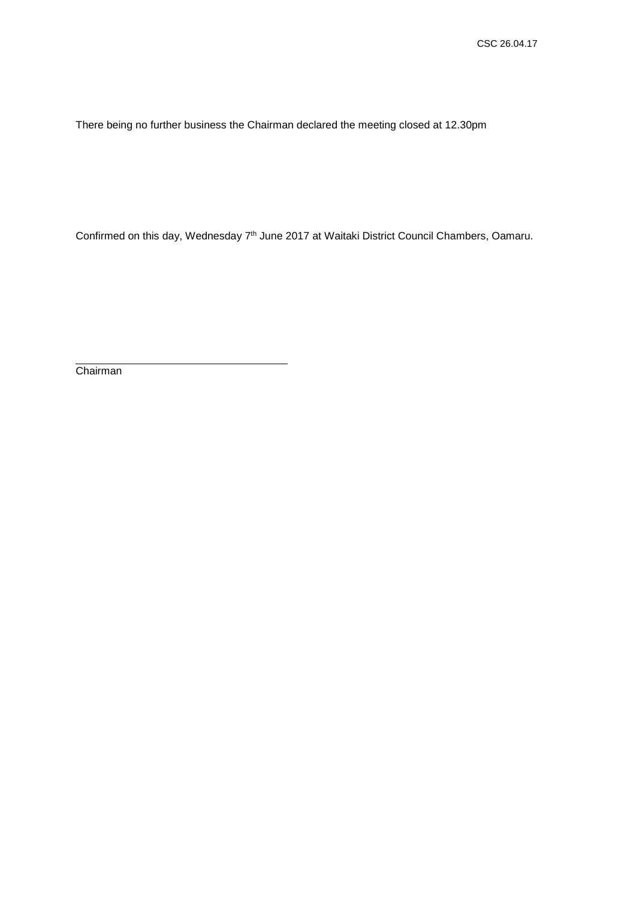There being no further business the Chairman declared the meeting closed at 12.30pm

Confirmed on this day, Wednesday 7th June 2017 at Waitaki District Council Chambers, Oamaru.

\_\_\_\_\_\_\_\_\_\_\_\_\_\_\_\_\_\_\_\_\_\_\_\_\_\_\_\_\_\_\_\_\_\_\_\_

Chairman